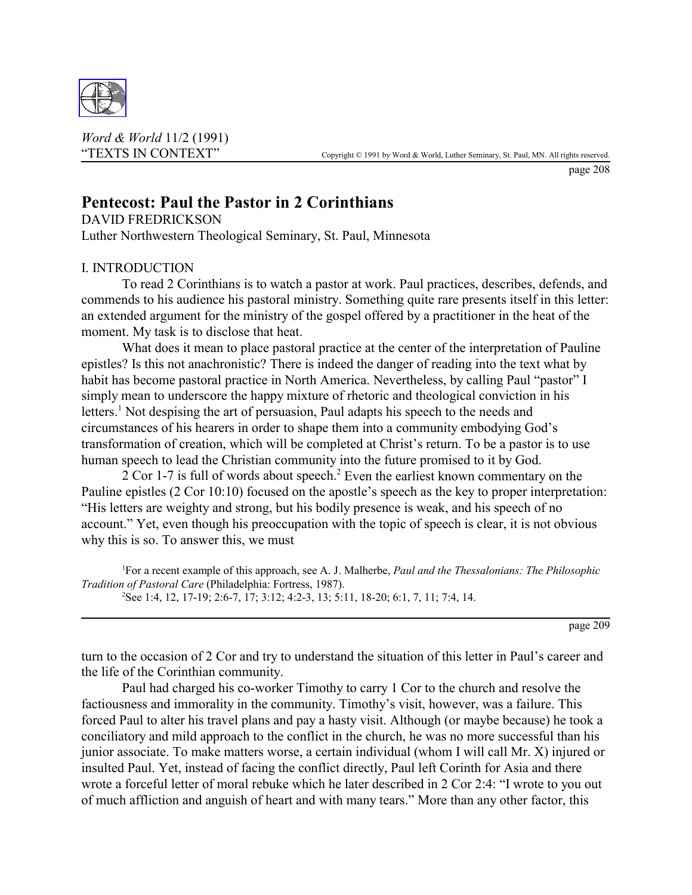*Word & World* 11/2 (1991)
"TEXTS IN CONTEXT"

Copyright © 1991 by Word & World, Luther Seminary, St. Paul, MN. All rights reserved.

# Pentecost: Paul the Pastor in 2 Corinthians

DAVID FREDRICKSON
Luther Northwestern Theological Seminary, St. Paul, Minnesota

## I. INTRODUCTION

To read 2 Corinthians is to watch a pastor at work. Paul practices, describes, defends, and commends to his audience his pastoral ministry. Something quite rare presents itself in this letter: an extended argument for the ministry of the gospel offered by a practitioner in the heat of the moment. My task is to disclose that heat.

What does it mean to place pastoral practice at the center of the interpretation of Pauline epistles? Is this not anachronistic? There is indeed the danger of reading into the text what by habit has become pastoral practice in North America. Nevertheless, by calling Paul "pastor" I simply mean to underscore the happy mixture of rhetoric and theological conviction in his letters.[1] Not despising the art of persuasion, Paul adapts his speech to the needs and circumstances of his hearers in order to shape them into a community embodying God's transformation of creation, which will be completed at Christ's return. To be a pastor is to use human speech to lead the Christian community into the future promised to it by God.

2 Cor 1-7 is full of words about speech.[2] Even the earliest known commentary on the Pauline epistles (2 Cor 10:10) focused on the apostle's speech as the key to proper interpretation: "His letters are weighty and strong, but his bodily presence is weak, and his speech of no account." Yet, even though his preoccupation with the topic of speech is clear, it is not obvious why this is so. To answer this, we must turn to the occasion of 2 Cor and try to understand the situation of this letter in Paul's career and the life of the Corinthian community.

Paul had charged his co-worker Timothy to carry 1 Cor to the church and resolve the factiousness and immorality in the community. Timothy's visit, however, was a failure. This forced Paul to alter his travel plans and pay a hasty visit. Although (or maybe because) he took a conciliatory and mild approach to the conflict in the church, he was no more successful than his junior associate. To make matters worse, a certain individual (whom I will call Mr. X) injured or insulted Paul. Yet, instead of facing the conflict directly, Paul left Corinth for Asia and there wrote a forceful letter of moral rebuke which he later described in 2 Cor 2:4: "I wrote to you out of much affliction and anguish of heart and with many tears." More than any other factor, this

[1] For a recent example of this approach, see A. J. Malherbe, *Paul and the Thessalonians: The Philosophic Tradition of Pastoral Care* (Philadelphia: Fortress, 1987).

[2] See 1:4, 12, 17-19; 2:6-7, 17; 3:12; 4:2-3, 13; 5:11, 18-20; 6:1, 7, 11; 7:4, 14.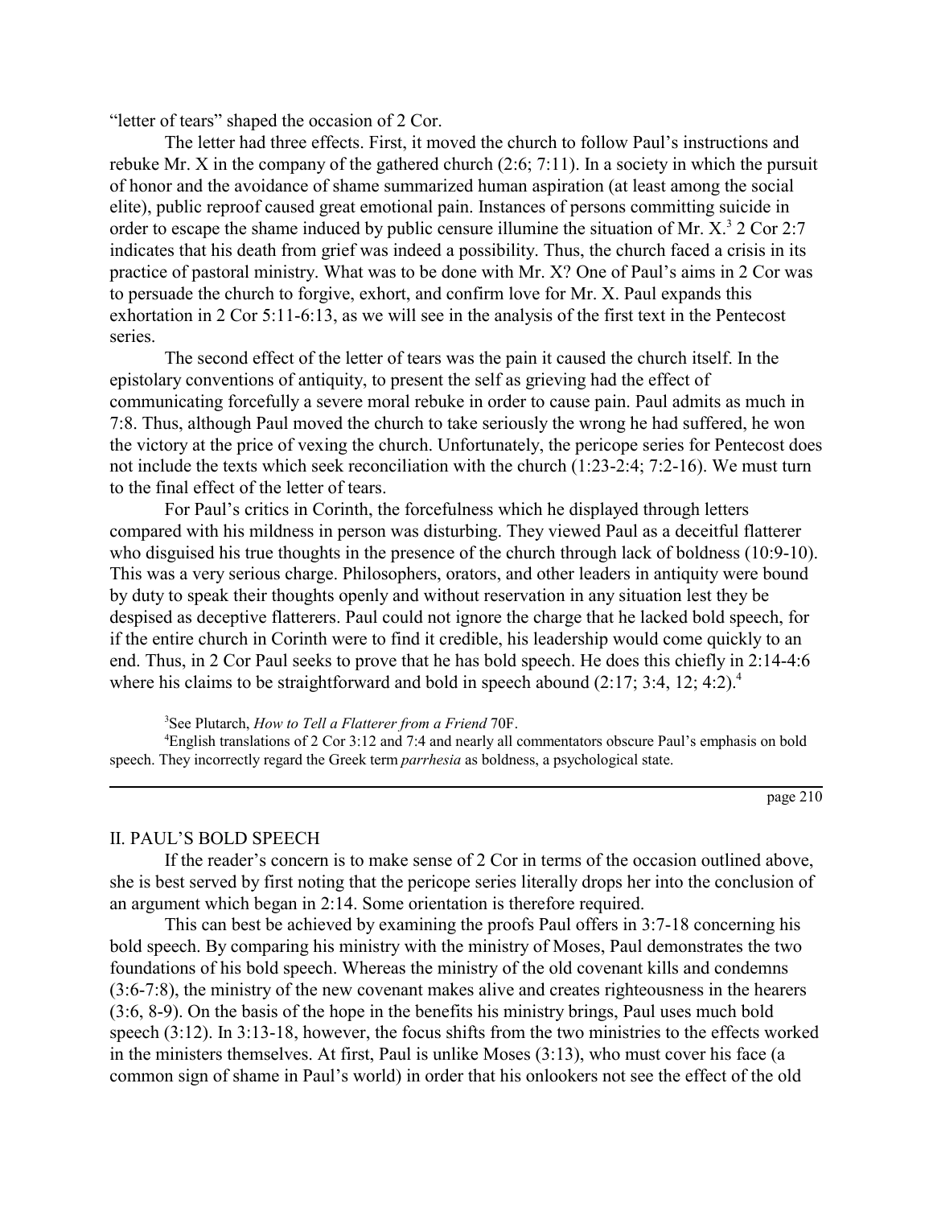"letter of tears" shaped the occasion of 2 Cor.

The letter had three effects. First, it moved the church to follow Paul's instructions and rebuke Mr. X in the company of the gathered church (2:6; 7:11). In a society in which the pursuit of honor and the avoidance of shame summarized human aspiration (at least among the social elite), public reproof caused great emotional pain. Instances of persons committing suicide in order to escape the shame induced by public censure illumine the situation of Mr. X.[3] 2 Cor 2:7 indicates that his death from grief was indeed a possibility. Thus, the church faced a crisis in its practice of pastoral ministry. What was to be done with Mr. X? One of Paul's aims in 2 Cor was to persuade the church to forgive, exhort, and confirm love for Mr. X. Paul expands this exhortation in 2 Cor 5:11-6:13, as we will see in the analysis of the first text in the Pentecost series.

The second effect of the letter of tears was the pain it caused the church itself. In the epistolary conventions of antiquity, to present the self as grieving had the effect of communicating forcefully a severe moral rebuke in order to cause pain. Paul admits as much in 7:8. Thus, although Paul moved the church to take seriously the wrong he had suffered, he won the victory at the price of vexing the church. Unfortunately, the pericope series for Pentecost does not include the texts which seek reconciliation with the church (1:23-2:4; 7:2-16). We must turn to the final effect of the letter of tears.

For Paul's critics in Corinth, the forcefulness which he displayed through letters compared with his mildness in person was disturbing. They viewed Paul as a deceitful flatterer who disguised his true thoughts in the presence of the church through lack of boldness (10:9-10). This was a very serious charge. Philosophers, orators, and other leaders in antiquity were bound by duty to speak their thoughts openly and without reservation in any situation lest they be despised as deceptive flatterers. Paul could not ignore the charge that he lacked bold speech, for if the entire church in Corinth were to find it credible, his leadership would come quickly to an end. Thus, in 2 Cor Paul seeks to prove that he has bold speech. He does this chiefly in 2:14-4:6 where his claims to be straightforward and bold in speech abound (2:17; 3:4, 12; 4:2).[4]

[3] See Plutarch, *How to Tell a Flatterer from a Friend* 70F.

[4] English translations of 2 Cor 3:12 and 7:4 and nearly all commentators obscure Paul's emphasis on bold speech. They incorrectly regard the Greek term *parrhesia* as boldness, a psychological state.

## II. PAUL'S BOLD SPEECH

If the reader's concern is to make sense of 2 Cor in terms of the occasion outlined above, she is best served by first noting that the pericope series literally drops her into the conclusion of an argument which began in 2:14. Some orientation is therefore required.

This can best be achieved by examining the proofs Paul offers in 3:7-18 concerning his bold speech. By comparing his ministry with the ministry of Moses, Paul demonstrates the two foundations of his bold speech. Whereas the ministry of the old covenant kills and condemns (3:6-7:8), the ministry of the new covenant makes alive and creates righteousness in the hearers (3:6, 8-9). On the basis of the hope in the benefits his ministry brings, Paul uses much bold speech (3:12). In 3:13-18, however, the focus shifts from the two ministries to the effects worked in the ministers themselves. At first, Paul is unlike Moses (3:13), who must cover his face (a common sign of shame in Paul's world) in order that his onlookers not see the effect of the old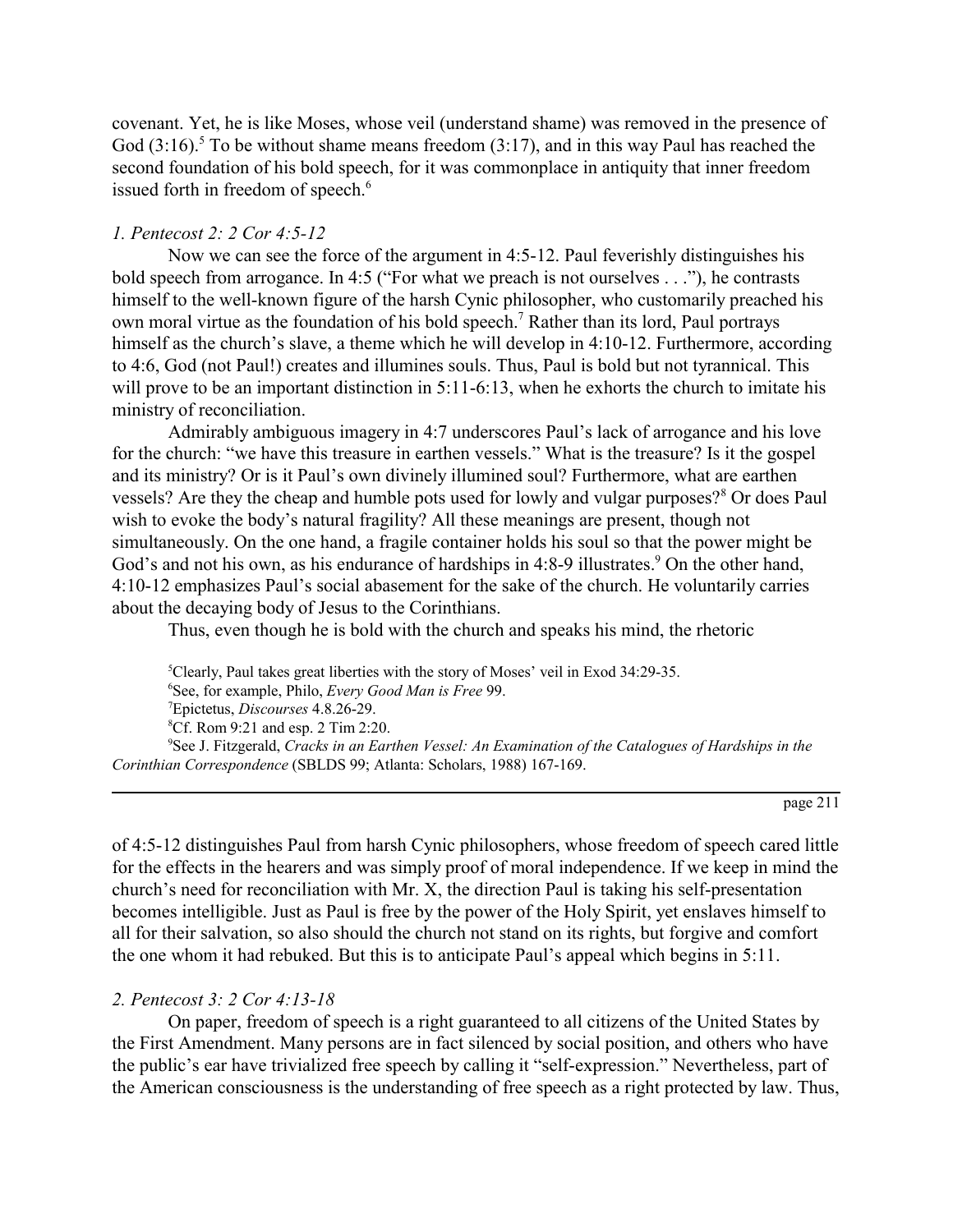covenant. Yet, he is like Moses, whose veil (understand shame) was removed in the presence of God (3:16).[5] To be without shame means freedom (3:17), and in this way Paul has reached the second foundation of his bold speech, for it was commonplace in antiquity that inner freedom issued forth in freedom of speech.[6]

### *1. Pentecost 2: 2 Cor 4:5-12*

Now we can see the force of the argument in 4:5-12. Paul feverishly distinguishes his bold speech from arrogance. In 4:5 ("For what we preach is not ourselves . . ."), he contrasts himself to the well-known figure of the harsh Cynic philosopher, who customarily preached his own moral virtue as the foundation of his bold speech.[7] Rather than its lord, Paul portrays himself as the church's slave, a theme which he will develop in 4:10-12. Furthermore, according to 4:6, God (not Paul!) creates and illumines souls. Thus, Paul is bold but not tyrannical. This will prove to be an important distinction in 5:11-6:13, when he exhorts the church to imitate his ministry of reconciliation.

Admirably ambiguous imagery in 4:7 underscores Paul's lack of arrogance and his love for the church: "we have this treasure in earthen vessels." What is the treasure? Is it the gospel and its ministry? Or is it Paul's own divinely illumined soul? Furthermore, what are earthen vessels? Are they the cheap and humble pots used for lowly and vulgar purposes?[8] Or does Paul wish to evoke the body's natural fragility? All these meanings are present, though not simultaneously. On the one hand, a fragile container holds his soul so that the power might be God's and not his own, as his endurance of hardships in 4:8-9 illustrates.[9] On the other hand, 4:10-12 emphasizes Paul's social abasement for the sake of the church. He voluntarily carries about the decaying body of Jesus to the Corinthians.

Thus, even though he is bold with the church and speaks his mind, the rhetoric of 4:5-12 distinguishes Paul from harsh Cynic philosophers, whose freedom of speech cared little for the effects in the hearers and was simply proof of moral independence. If we keep in mind the church's need for reconciliation with Mr. X, the direction Paul is taking his self-presentation becomes intelligible. Just as Paul is free by the power of the Holy Spirit, yet enslaves himself to all for their salvation, so also should the church not stand on its rights, but forgive and comfort the one whom it had rebuked. But this is to anticipate Paul's appeal which begins in 5:11.

### *2. Pentecost 3: 2 Cor 4:13-18*

On paper, freedom of speech is a right guaranteed to all citizens of the United States by the First Amendment. Many persons are in fact silenced by social position, and others who have the public's ear have trivialized free speech by calling it "self-expression." Nevertheless, part of the American consciousness is the understanding of free speech as a right protected by law. Thus,

---

[5] Clearly, Paul takes great liberties with the story of Moses' veil in Exod 34:29-35.

[6] See, for example, Philo, *Every Good Man is Free* 99.

[7] Epictetus, *Discourses* 4.8.26-29.

[8] Cf. Rom 9:21 and esp. 2 Tim 2:20.

[9] See J. Fitzgerald, *Cracks in an Earthen Vessel: An Examination of the Catalogues of Hardships in the Corinthian Correspondence* (SBLDS 99; Atlanta: Scholars, 1988) 167-169.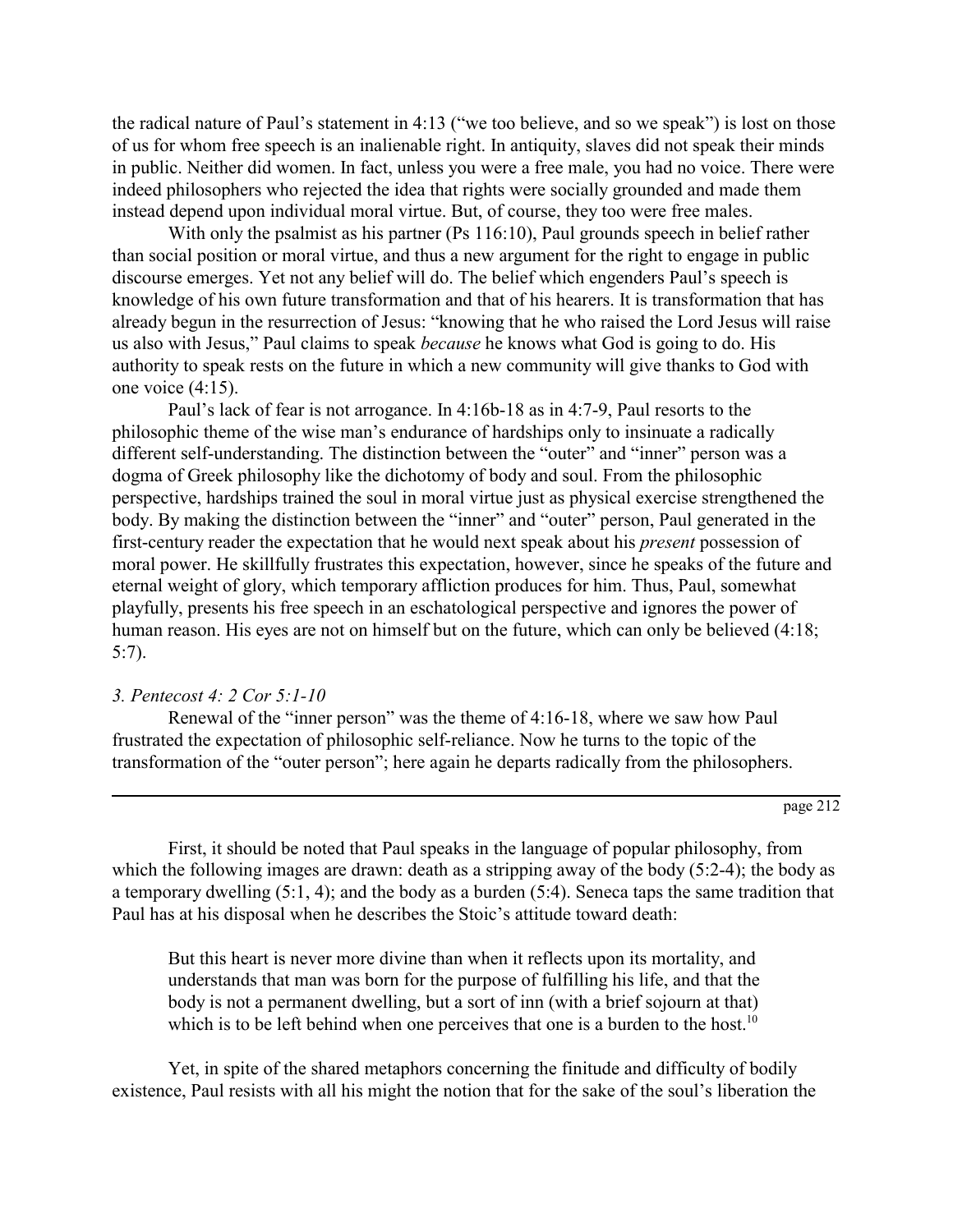the radical nature of Paul's statement in 4:13 ("we too believe, and so we speak") is lost on those of us for whom free speech is an inalienable right. In antiquity, slaves did not speak their minds in public. Neither did women. In fact, unless you were a free male, you had no voice. There were indeed philosophers who rejected the idea that rights were socially grounded and made them instead depend upon individual moral virtue. But, of course, they too were free males.

With only the psalmist as his partner (Ps 116:10), Paul grounds speech in belief rather than social position or moral virtue, and thus a new argument for the right to engage in public discourse emerges. Yet not any belief will do. The belief which engenders Paul's speech is knowledge of his own future transformation and that of his hearers. It is transformation that has already begun in the resurrection of Jesus: "knowing that he who raised the Lord Jesus will raise us also with Jesus," Paul claims to speak *because* he knows what God is going to do. His authority to speak rests on the future in which a new community will give thanks to God with one voice (4:15).

Paul's lack of fear is not arrogance. In 4:16b-18 as in 4:7-9, Paul resorts to the philosophic theme of the wise man's endurance of hardships only to insinuate a radically different self-understanding. The distinction between the "outer" and "inner" person was a dogma of Greek philosophy like the dichotomy of body and soul. From the philosophic perspective, hardships trained the soul in moral virtue just as physical exercise strengthened the body. By making the distinction between the "inner" and "outer" person, Paul generated in the first-century reader the expectation that he would next speak about his *present* possession of moral power. He skillfully frustrates this expectation, however, since he speaks of the future and eternal weight of glory, which temporary affliction produces for him. Thus, Paul, somewhat playfully, presents his free speech in an eschatological perspective and ignores the power of human reason. His eyes are not on himself but on the future, which can only be believed (4:18; 5:7).

*3. Pentecost 4: 2 Cor 5:1-10*

Renewal of the "inner person" was the theme of 4:16-18, where we saw how Paul frustrated the expectation of philosophic self-reliance. Now he turns to the topic of the transformation of the "outer person"; here again he departs radically from the philosophers.

First, it should be noted that Paul speaks in the language of popular philosophy, from which the following images are drawn: death as a stripping away of the body (5:2-4); the body as a temporary dwelling (5:1, 4); and the body as a burden (5:4). Seneca taps the same tradition that Paul has at his disposal when he describes the Stoic's attitude toward death:

> But this heart is never more divine than when it reflects upon its mortality, and understands that man was born for the purpose of fulfilling his life, and that the body is not a permanent dwelling, but a sort of inn (with a brief sojourn at that) which is to be left behind when one perceives that one is a burden to the host.[10]

Yet, in spite of the shared metaphors concerning the finitude and difficulty of bodily existence, Paul resists with all his might the notion that for the sake of the soul's liberation the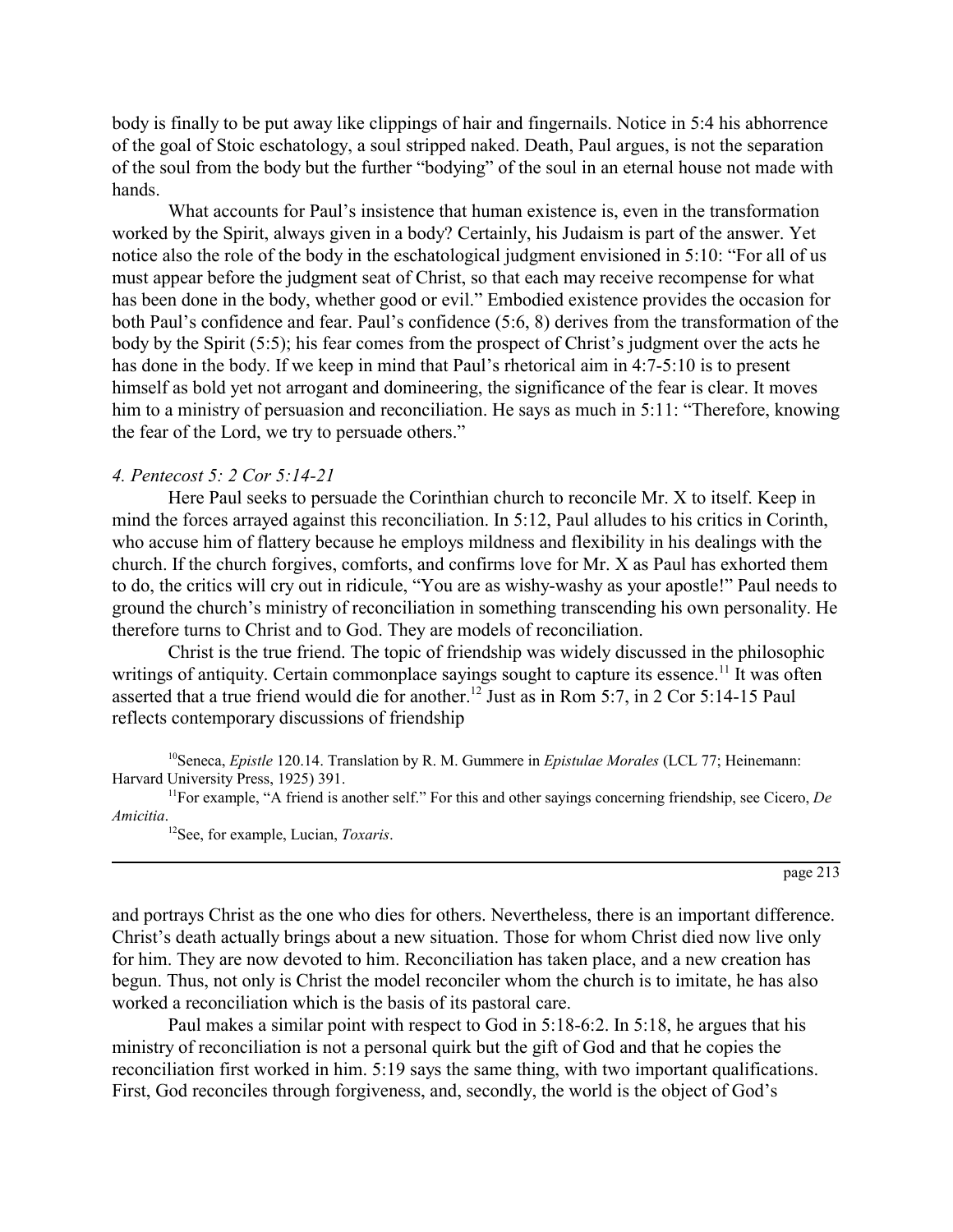body is finally to be put away like clippings of hair and fingernails. Notice in 5:4 his abhorrence of the goal of Stoic eschatology, a soul stripped naked. Death, Paul argues, is not the separation of the soul from the body but the further "bodying" of the soul in an eternal house not made with hands.

What accounts for Paul's insistence that human existence is, even in the transformation worked by the Spirit, always given in a body? Certainly, his Judaism is part of the answer. Yet notice also the role of the body in the eschatological judgment envisioned in 5:10: "For all of us must appear before the judgment seat of Christ, so that each may receive recompense for what has been done in the body, whether good or evil." Embodied existence provides the occasion for both Paul's confidence and fear. Paul's confidence (5:6, 8) derives from the transformation of the body by the Spirit (5:5); his fear comes from the prospect of Christ's judgment over the acts he has done in the body. If we keep in mind that Paul's rhetorical aim in 4:7-5:10 is to present himself as bold yet not arrogant and domineering, the significance of the fear is clear. It moves him to a ministry of persuasion and reconciliation. He says as much in 5:11: "Therefore, knowing the fear of the Lord, we try to persuade others."

*4. Pentecost 5: 2 Cor 5:14-21*

Here Paul seeks to persuade the Corinthian church to reconcile Mr. X to itself. Keep in mind the forces arrayed against this reconciliation. In 5:12, Paul alludes to his critics in Corinth, who accuse him of flattery because he employs mildness and flexibility in his dealings with the church. If the church forgives, comforts, and confirms love for Mr. X as Paul has exhorted them to do, the critics will cry out in ridicule, "You are as wishy-washy as your apostle!" Paul needs to ground the church's ministry of reconciliation in something transcending his own personality. He therefore turns to Christ and to God. They are models of reconciliation.

Christ is the true friend. The topic of friendship was widely discussed in the philosophic writings of antiquity. Certain commonplace sayings sought to capture its essence.[11] It was often asserted that a true friend would die for another.[12] Just as in Rom 5:7, in 2 Cor 5:14-15 Paul reflects contemporary discussions of friendship and portrays Christ as the one who dies for others. Nevertheless, there is an important difference. Christ's death actually brings about a new situation. Those for whom Christ died now live only for him. They are now devoted to him. Reconciliation has taken place, and a new creation has begun. Thus, not only is Christ the model reconciler whom the church is to imitate, he has also worked a reconciliation which is the basis of its pastoral care.

Paul makes a similar point with respect to God in 5:18-6:2. In 5:18, he argues that his ministry of reconciliation is not a personal quirk but the gift of God and that he copies the reconciliation first worked in him. 5:19 says the same thing, with two important qualifications. First, God reconciles through forgiveness, and, secondly, the world is the object of God's

---

[10] Seneca, *Epistle* 120.14. Translation by R. M. Gummere in *Epistulae Morales* (LCL 77; Heinemann: Harvard University Press, 1925) 391.

[11] For example, "A friend is another self." For this and other sayings concerning friendship, see Cicero, *De Amicitia*.

[12] See, for example, Lucian, *Toxaris*.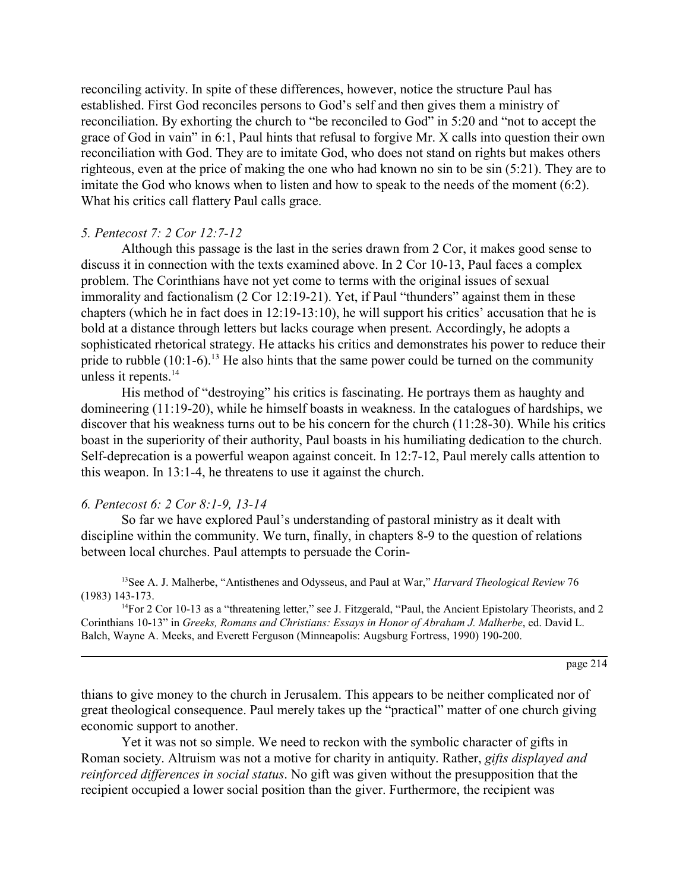reconciling activity. In spite of these differences, however, notice the structure Paul has established. First God reconciles persons to God's self and then gives them a ministry of reconciliation. By exhorting the church to "be reconciled to God" in 5:20 and "not to accept the grace of God in vain" in 6:1, Paul hints that refusal to forgive Mr. X calls into question their own reconciliation with God. They are to imitate God, who does not stand on rights but makes others righteous, even at the price of making the one who had known no sin to be sin (5:21). They are to imitate the God who knows when to listen and how to speak to the needs of the moment (6:2). What his critics call flattery Paul calls grace.

*5. Pentecost 7: 2 Cor 12:7-12*

Although this passage is the last in the series drawn from 2 Cor, it makes good sense to discuss it in connection with the texts examined above. In 2 Cor 10-13, Paul faces a complex problem. The Corinthians have not yet come to terms with the original issues of sexual immorality and factionalism (2 Cor 12:19-21). Yet, if Paul "thunders" against them in these chapters (which he in fact does in 12:19-13:10), he will support his critics' accusation that he is bold at a distance through letters but lacks courage when present. Accordingly, he adopts a sophisticated rhetorical strategy. He attacks his critics and demonstrates his power to reduce their pride to rubble (10:1-6).[13] He also hints that the same power could be turned on the community unless it repents.[14]

His method of "destroying" his critics is fascinating. He portrays them as haughty and domineering (11:19-20), while he himself boasts in weakness. In the catalogues of hardships, we discover that his weakness turns out to be his concern for the church (11:28-30). While his critics boast in the superiority of their authority, Paul boasts in his humiliating dedication to the church. Self-deprecation is a powerful weapon against conceit. In 12:7-12, Paul merely calls attention to this weapon. In 13:1-4, he threatens to use it against the church.

*6. Pentecost 6: 2 Cor 8:1-9, 13-14*

So far we have explored Paul's understanding of pastoral ministry as it dealt with discipline within the community. We turn, finally, in chapters 8-9 to the question of relations between local churches. Paul attempts to persuade the Corinthians to give money to the church in Jerusalem. This appears to be neither complicated nor of great theological consequence. Paul merely takes up the "practical" matter of one church giving economic support to another.

Yet it was not so simple. We need to reckon with the symbolic character of gifts in Roman society. Altruism was not a motive for charity in antiquity. Rather, *gifts displayed and reinforced differences in social status*. No gift was given without the presupposition that the recipient occupied a lower social position than the giver. Furthermore, the recipient was

[13] See A. J. Malherbe, "Antisthenes and Odysseus, and Paul at War," *Harvard Theological Review* 76 (1983) 143-173.

[14] For 2 Cor 10-13 as a "threatening letter," see J. Fitzgerald, "Paul, the Ancient Epistolary Theorists, and 2 Corinthians 10-13" in *Greeks, Romans and Christians: Essays in Honor of Abraham J. Malherbe*, ed. David L. Balch, Wayne A. Meeks, and Everett Ferguson (Minneapolis: Augsburg Fortress, 1990) 190-200.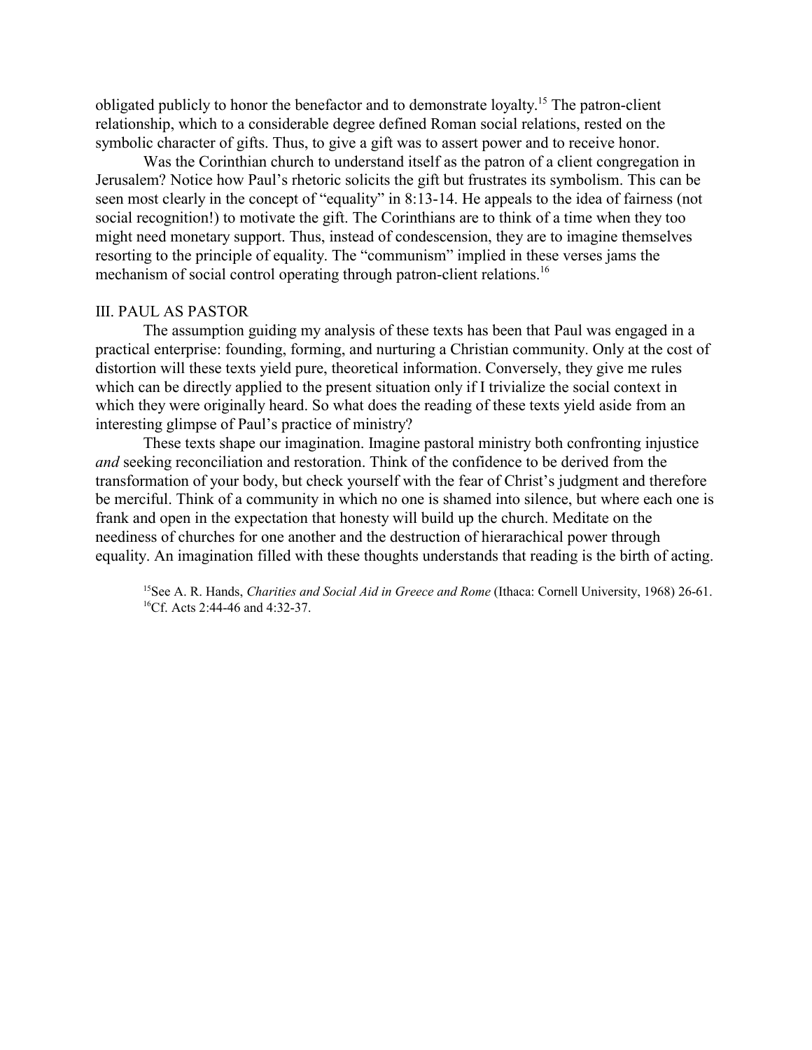obligated publicly to honor the benefactor and to demonstrate loyalty.[15] The patron-client relationship, which to a considerable degree defined Roman social relations, rested on the symbolic character of gifts. Thus, to give a gift was to assert power and to receive honor.

Was the Corinthian church to understand itself as the patron of a client congregation in Jerusalem? Notice how Paul's rhetoric solicits the gift but frustrates its symbolism. This can be seen most clearly in the concept of "equality" in 8:13-14. He appeals to the idea of fairness (not social recognition!) to motivate the gift. The Corinthians are to think of a time when they too might need monetary support. Thus, instead of condescension, they are to imagine themselves resorting to the principle of equality. The "communism" implied in these verses jams the mechanism of social control operating through patron-client relations.[16]

## III. PAUL AS PASTOR

The assumption guiding my analysis of these texts has been that Paul was engaged in a practical enterprise: founding, forming, and nurturing a Christian community. Only at the cost of distortion will these texts yield pure, theoretical information. Conversely, they give me rules which can be directly applied to the present situation only if I trivialize the social context in which they were originally heard. So what does the reading of these texts yield aside from an interesting glimpse of Paul's practice of ministry?

These texts shape our imagination. Imagine pastoral ministry both confronting injustice *and* seeking reconciliation and restoration. Think of the confidence to be derived from the transformation of your body, but check yourself with the fear of Christ's judgment and therefore be merciful. Think of a community in which no one is shamed into silence, but where each one is frank and open in the expectation that honesty will build up the church. Meditate on the neediness of churches for one another and the destruction of hierarachical power through equality. An imagination filled with these thoughts understands that reading is the birth of acting.

[15]See A. R. Hands, *Charities and Social Aid in Greece and Rome* (Ithaca: Cornell University, 1968) 26-61.
[16]Cf. Acts 2:44-46 and 4:32-37.